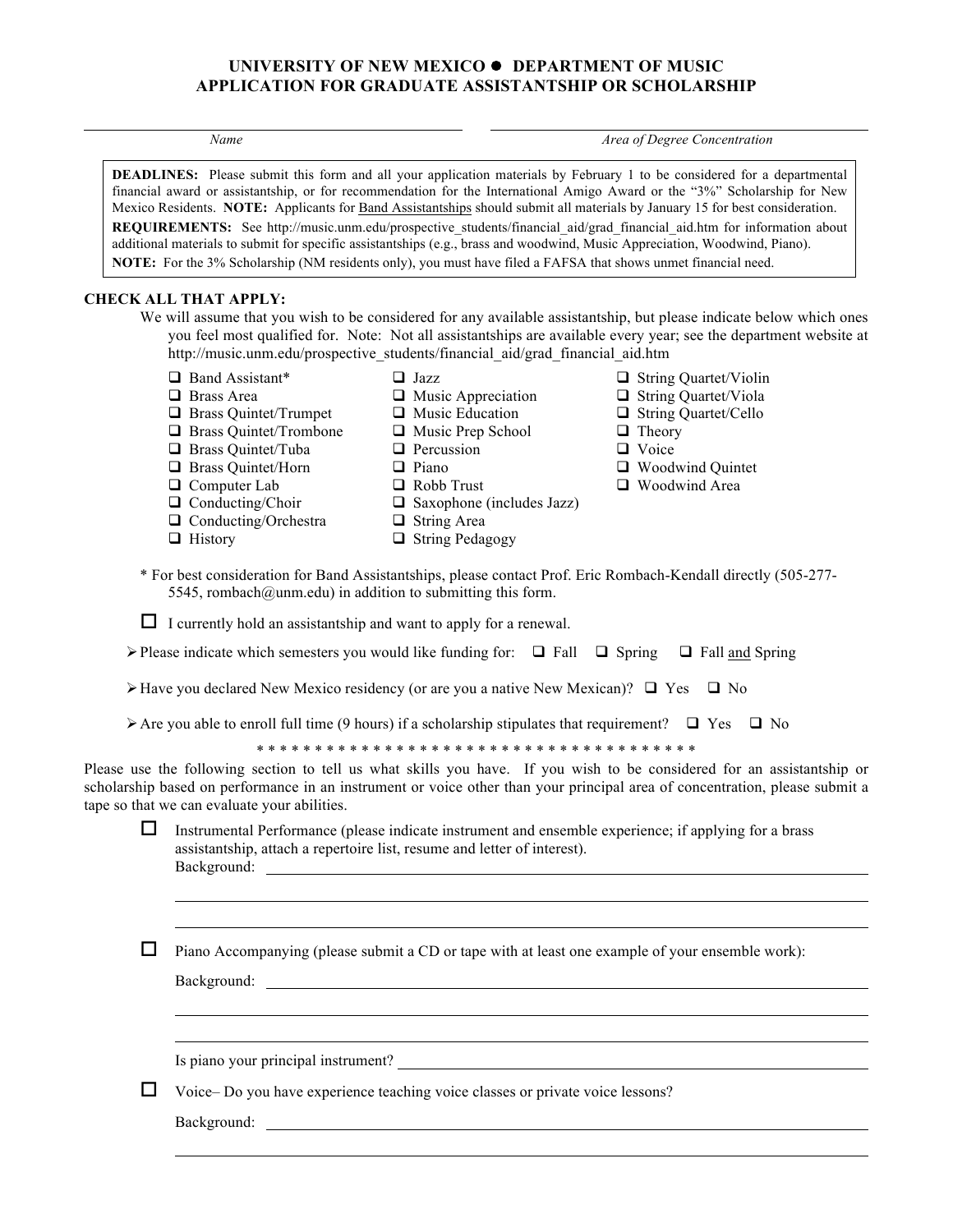# UNIVERSITY OF NEW MEXICO ● DEPARTMENT OF MUSIC
## APPLICATION FOR GRADUATE ASSISTANTSHIP OR SCHOLARSHIP

_______________________________ *Name*　　　　_______________________________ *Area of Degree Concentration*

**DEADLINES:** Please submit this form and all your application materials by February 1 to be considered for a departmental financial award or assistantship, or for recommendation for the International Amigo Award or the "3%" Scholarship for New Mexico Residents. **NOTE:** Applicants for Band Assistantships should submit all materials by January 15 for best consideration.

**REQUIREMENTS:** See http://music.unm.edu/prospective_students/financial_aid/grad_financial_aid.htm for information about additional materials to submit for specific assistantships (e.g., brass and woodwind, Music Appreciation, Woodwind, Piano).

**NOTE:** For the 3% Scholarship (NM residents only), you must have filed a FAFSA that shows unmet financial need.

**CHECK ALL THAT APPLY:**

We will assume that you wish to be considered for any available assistantship, but please indicate below which ones you feel most qualified for. Note: Not all assistantships are available every year; see the department website at http://music.unm.edu/prospective_students/financial_aid/grad_financial_aid.htm

- ❑ Band Assistant*
- ❑ Brass Area
- ❑ Brass Quintet/Trumpet
- ❑ Brass Quintet/Trombone
- ❑ Brass Quintet/Tuba
- ❑ Brass Quintet/Horn
- ❑ Computer Lab
- ❑ Conducting/Choir
- ❑ Conducting/Orchestra
- ❑ History
- ❑ Jazz
- ❑ Music Appreciation
- ❑ Music Education
- ❑ Music Prep School
- ❑ Percussion
- ❑ Piano
- ❑ Robb Trust
- ❑ Saxophone (includes Jazz)
- ❑ String Area
- ❑ String Pedagogy
- ❑ String Quartet/Violin
- ❑ String Quartet/Viola
- ❑ String Quartet/Cello
- ❑ Theory
- ❑ Voice
- ❑ Woodwind Quintet
- ❑ Woodwind Area

\* For best consideration for Band Assistantships, please contact Prof. Eric Rombach-Kendall directly (505-277-5545, rombach@unm.edu) in addition to submitting this form.

❑ I currently hold an assistantship and want to apply for a renewal.

➢ Please indicate which semesters you would like funding for: ❑ Fall ❑ Spring ❑ Fall and Spring

➢ Have you declared New Mexico residency (or are you a native New Mexican)? ❑ Yes ❑ No

➢ Are you able to enroll full time (9 hours) if a scholarship stipulates that requirement? ❑ Yes ❑ No

* * * * * * * * * * * * * * * * * * * * * * * * * * * * * * * * * * * * * * * *

Please use the following section to tell us what skills you have. If you wish to be considered for an assistantship or scholarship based on performance in an instrument or voice other than your principal area of concentration, please submit a tape so that we can evaluate your abilities.

❑ Instrumental Performance (please indicate instrument and ensemble experience; if applying for a brass assistantship, attach a repertoire list, resume and letter of interest).
Background: _______________________________

❑ Piano Accompanying (please submit a CD or tape with at least one example of your ensemble work):

Background: _______________________________

Is piano your principal instrument? _______________________________

❑ Voice– Do you have experience teaching voice classes or private voice lessons?

Background: _______________________________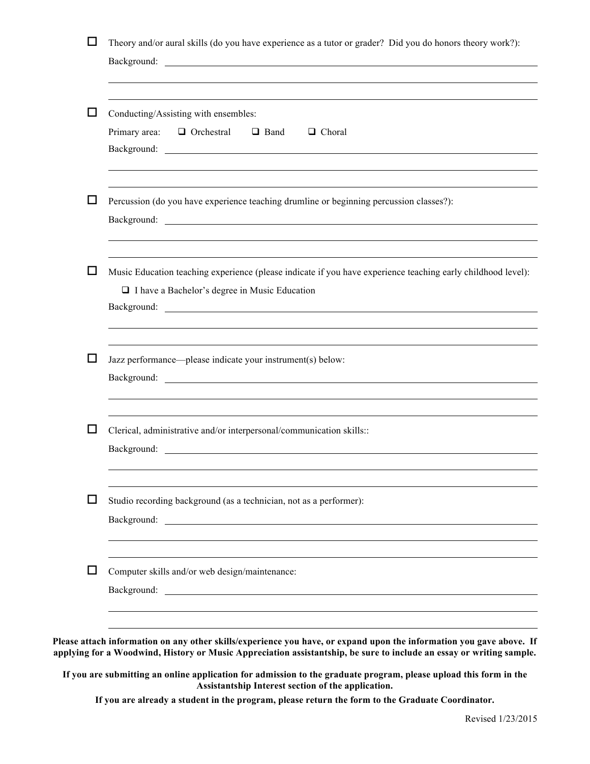☐ Theory and/or aural skills (do you have experience as a tutor or grader? Did you do honors theory work?):

Background: ______________________________________________

______________________________________________

______________________________________________

☐ Conducting/Assisting with ensembles:

Primary area: ☐ Orchestral ☐ Band ☐ Choral

Background: ______________________________________________

______________________________________________

______________________________________________

☐ Percussion (do you have experience teaching drumline or beginning percussion classes?):

Background: ______________________________________________

______________________________________________

______________________________________________

☐ Music Education teaching experience (please indicate if you have experience teaching early childhood level):

☐ I have a Bachelor's degree in Music Education

Background: ______________________________________________

______________________________________________

______________________________________________

☐ Jazz performance—please indicate your instrument(s) below:

Background: ______________________________________________

______________________________________________

______________________________________________

☐ Clerical, administrative and/or interpersonal/communication skills::

Background: ______________________________________________

______________________________________________

______________________________________________

☐ Studio recording background (as a technician, not as a performer):

Background: ______________________________________________

______________________________________________

______________________________________________

☐ Computer skills and/or web design/maintenance:

Background: ______________________________________________

______________________________________________

______________________________________________

**Please attach information on any other skills/experience you have, or expand upon the information you gave above. If applying for a Woodwind, History or Music Appreciation assistantship, be sure to include an essay or writing sample.**

**If you are submitting an online application for admission to the graduate program, please upload this form in the Assistantship Interest section of the application.**

**If you are already a student in the program, please return the form to the Graduate Coordinator.**

Revised 1/23/2015